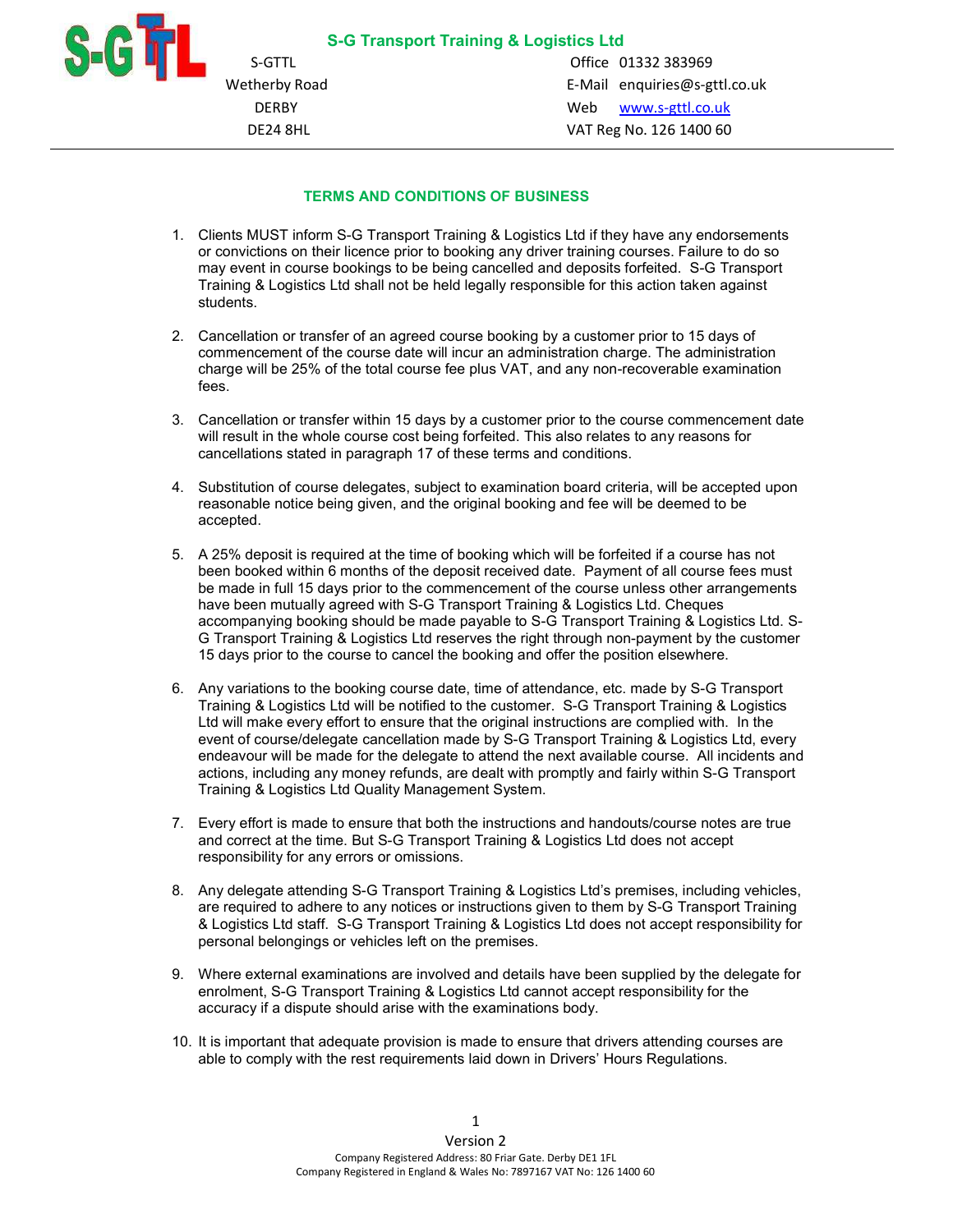**S-G Transport Training & Logistics Ltd**

S-GTTL
Wetherby Road
DERBY
DE24 8HL

Office 01332 383969
E-Mail enquiries@s-gttl.co.uk
Web www.s-gttl.co.uk
VAT Reg No. 126 1400 60

## TERMS AND CONDITIONS OF BUSINESS

1. Clients MUST inform S-G Transport Training & Logistics Ltd if they have any endorsements or convictions on their licence prior to booking any driver training courses. Failure to do so may event in course bookings to be being cancelled and deposits forfeited. S-G Transport Training & Logistics Ltd shall not be held legally responsible for this action taken against students.

2. Cancellation or transfer of an agreed course booking by a customer prior to 15 days of commencement of the course date will incur an administration charge. The administration charge will be 25% of the total course fee plus VAT, and any non-recoverable examination fees.

3. Cancellation or transfer within 15 days by a customer prior to the course commencement date will result in the whole course cost being forfeited. This also relates to any reasons for cancellations stated in paragraph 17 of these terms and conditions.

4. Substitution of course delegates, subject to examination board criteria, will be accepted upon reasonable notice being given, and the original booking and fee will be deemed to be accepted.

5. A 25% deposit is required at the time of booking which will be forfeited if a course has not been booked within 6 months of the deposit received date. Payment of all course fees must be made in full 15 days prior to the commencement of the course unless other arrangements have been mutually agreed with S-G Transport Training & Logistics Ltd. Cheques accompanying booking should be made payable to S-G Transport Training & Logistics Ltd. S-G Transport Training & Logistics Ltd reserves the right through non-payment by the customer 15 days prior to the course to cancel the booking and offer the position elsewhere.

6. Any variations to the booking course date, time of attendance, etc. made by S-G Transport Training & Logistics Ltd will be notified to the customer. S-G Transport Training & Logistics Ltd will make every effort to ensure that the original instructions are complied with. In the event of course/delegate cancellation made by S-G Transport Training & Logistics Ltd, every endeavour will be made for the delegate to attend the next available course. All incidents and actions, including any money refunds, are dealt with promptly and fairly within S-G Transport Training & Logistics Ltd Quality Management System.

7. Every effort is made to ensure that both the instructions and handouts/course notes are true and correct at the time. But S-G Transport Training & Logistics Ltd does not accept responsibility for any errors or omissions.

8. Any delegate attending S-G Transport Training & Logistics Ltd's premises, including vehicles, are required to adhere to any notices or instructions given to them by S-G Transport Training & Logistics Ltd staff. S-G Transport Training & Logistics Ltd does not accept responsibility for personal belongings or vehicles left on the premises.

9. Where external examinations are involved and details have been supplied by the delegate for enrolment, S-G Transport Training & Logistics Ltd cannot accept responsibility for the accuracy if a dispute should arise with the examinations body.

10. It is important that adequate provision is made to ensure that drivers attending courses are able to comply with the rest requirements laid down in Drivers' Hours Regulations.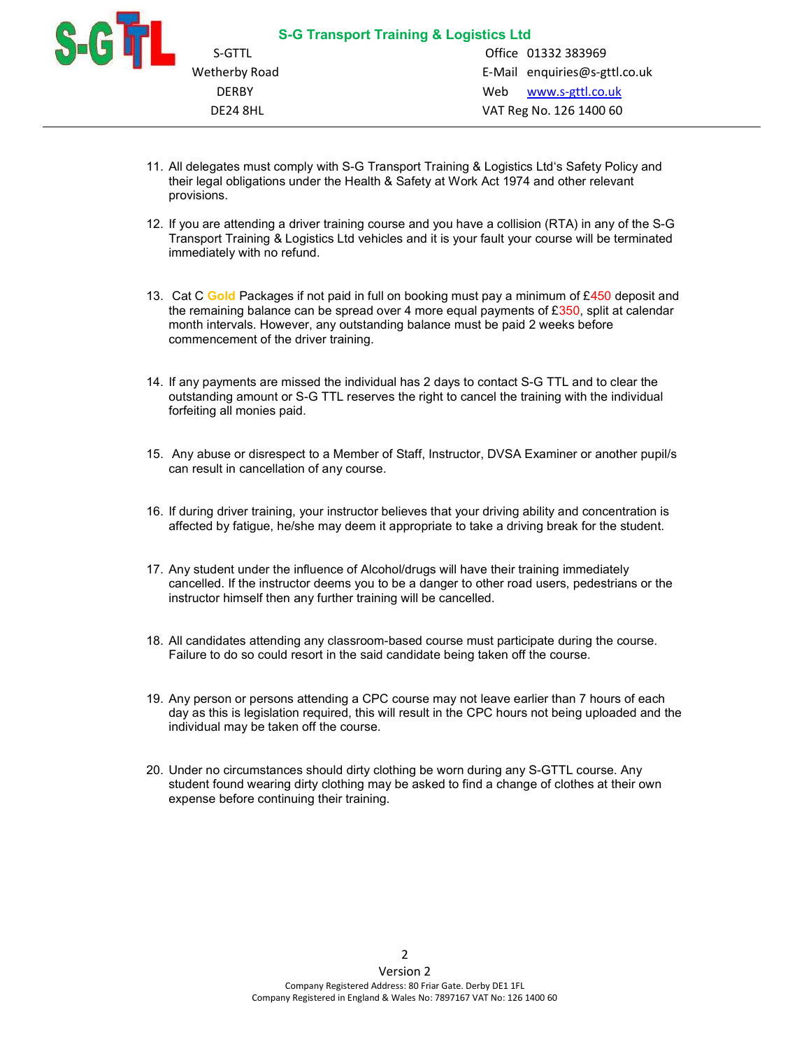11. All delegates must comply with S-G Transport Training & Logistics Ltd's Safety Policy and their legal obligations under the Health & Safety at Work Act 1974 and other relevant provisions.

12. If you are attending a driver training course and you have a collision (RTA) in any of the S-G Transport Training & Logistics Ltd vehicles and it is your fault your course will be terminated immediately with no refund.

13. Cat C **Gold** Packages if not paid in full on booking must pay a minimum of £450 deposit and the remaining balance can be spread over 4 more equal payments of £350, split at calendar month intervals. However, any outstanding balance must be paid 2 weeks before commencement of the driver training.

14. If any payments are missed the individual has 2 days to contact S-G TTL and to clear the outstanding amount or S-G TTL reserves the right to cancel the training with the individual forfeiting all monies paid.

15. Any abuse or disrespect to a Member of Staff, Instructor, DVSA Examiner or another pupil/s can result in cancellation of any course.

16. If during driver training, your instructor believes that your driving ability and concentration is affected by fatigue, he/she may deem it appropriate to take a driving break for the student.

17. Any student under the influence of Alcohol/drugs will have their training immediately cancelled. If the instructor deems you to be a danger to other road users, pedestrians or the instructor himself then any further training will be cancelled.

18. All candidates attending any classroom-based course must participate during the course. Failure to do so could resort in the said candidate being taken off the course.

19. Any person or persons attending a CPC course may not leave earlier than 7 hours of each day as this is legislation required, this will result in the CPC hours not being uploaded and the individual may be taken off the course.

20. Under no circumstances should dirty clothing be worn during any S-GTTL course. Any student found wearing dirty clothing may be asked to find a change of clothes at their own expense before continuing their training.